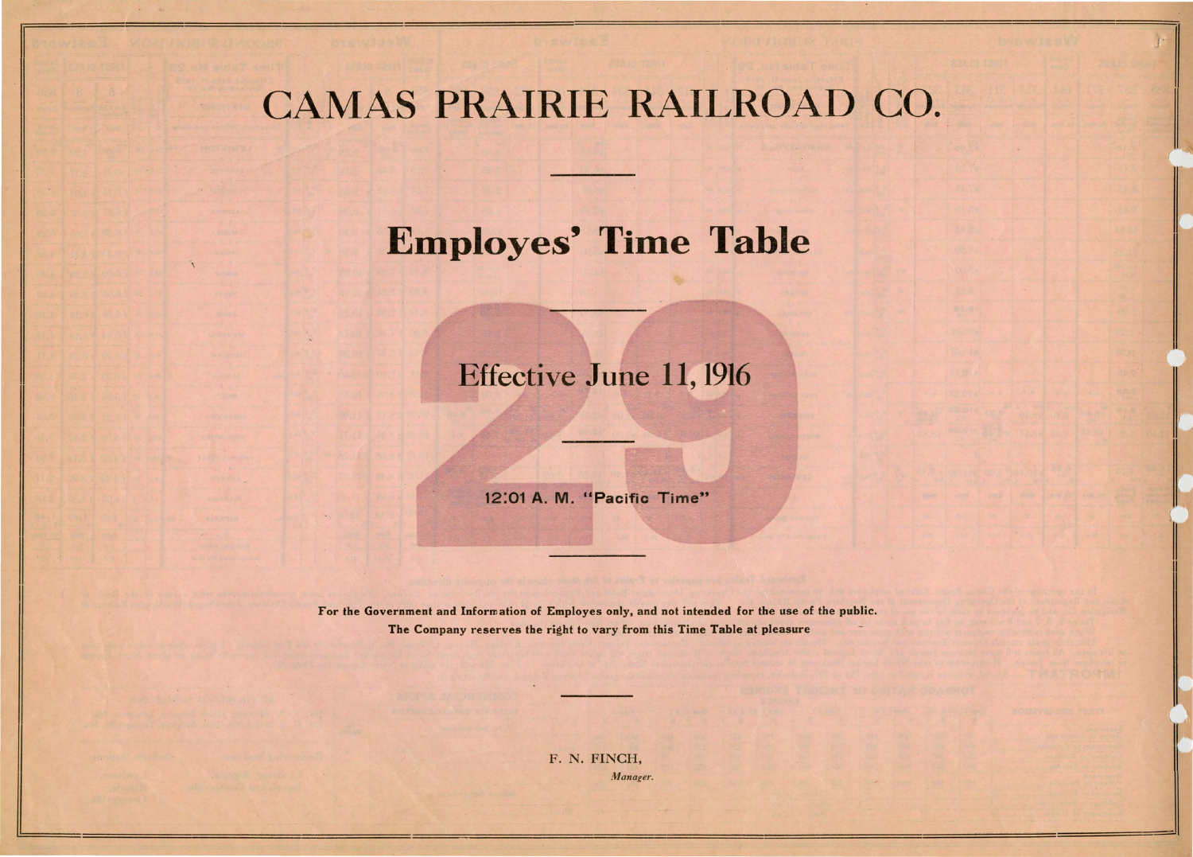# CAMAS PRAIRIE RAILROAD CO.

## Employes' Time Table

# 29

### Effective June 11, 1916

**12:01 A. M. "Pacific Time"**

**For the Government and Information of Employes only, and not intended for the use of the public.**
**The Company reserves the right to vary from this Time Table at pleasure**

F. N. FINCH,
*Manager.*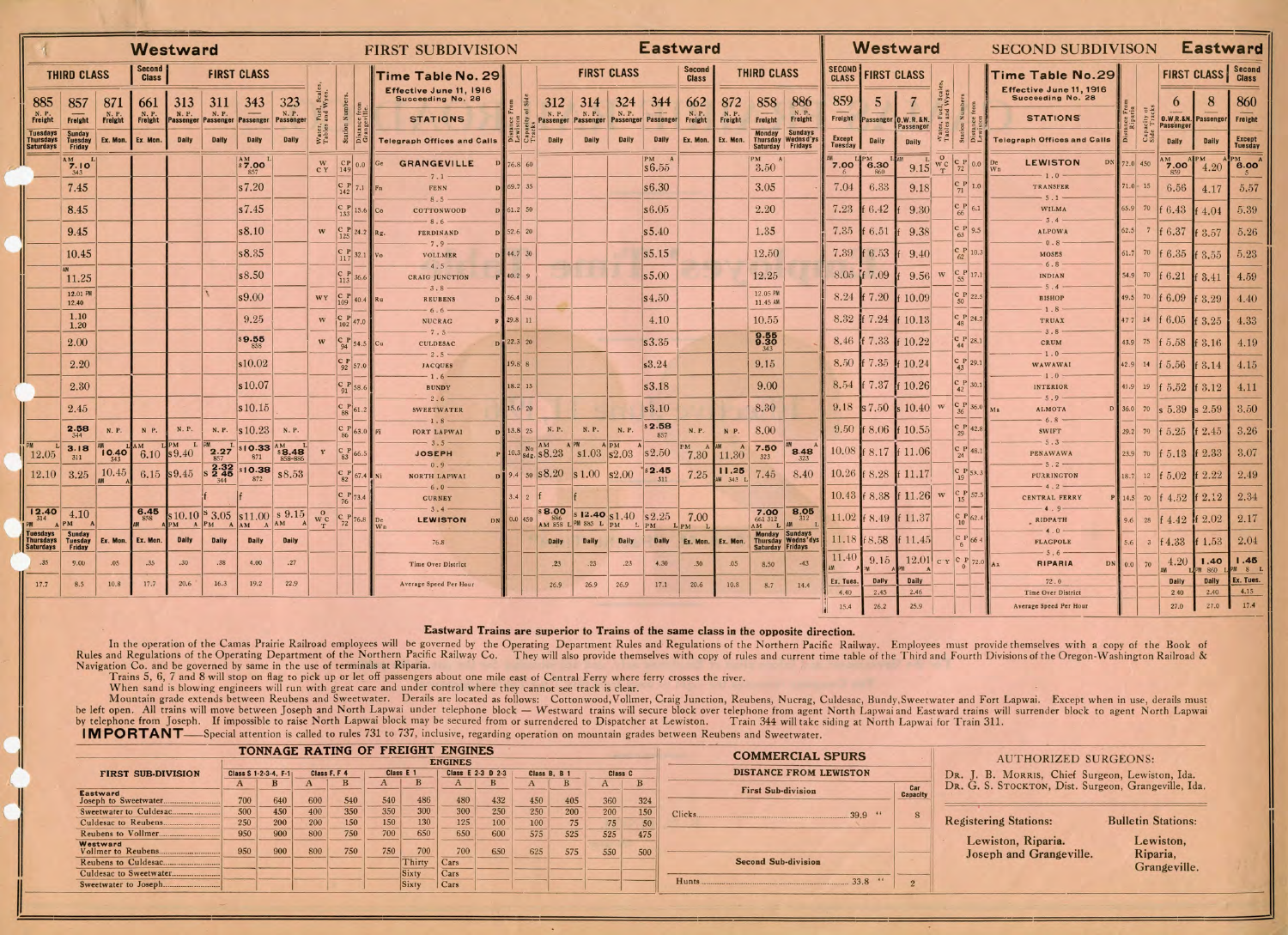## FIRST SUBDIVISION — Time Table No. 29

Effective June 11, 1916. Succeeding No. 28

| Westward Third Class 885 N.P. Freight | 857 Freight | 871 N.P. Freight | Second Class 661 N.P. Freight | First Class 313 N.P. Passenger | 311 N.P. Passenger | 343 Passenger | 323 N.P. Passenger | Water, Fuel, Scales, Tables and Wyes | Station Numbers | Distance from Grangeville | STATIONS — Telegraph Offices and Calls | Distance From Lewiston | Capacity of Side Tracks | Eastward First Class 312 N.P. Passenger | 314 N.P. Passenger | 324 N.P. Passenger | 344 Passenger | Second Class 662 N.P. Freight | Third Class 872 N.P. Freight | 858 Freight | 886 N.P. Freight |
|---|---|---|---|---|---|---|---|---|---|---|---|---|---|---|---|---|---|---|---|---|---|
| Tuesdays Thursdays Saturdays | Sunday Tuesday Friday | Ex. Mon. | Ex. Mon. | Daily | Daily | Daily | Daily | | | | | | | Daily | Daily | Daily | Daily | Ex. Mon. | Ex. Mon. | Monday Thursday Saturday | Sundays Wedns'dys Fridays |
| | AM 7.10 L (343) | | | | | AM 7.00 L (857) | | W C Y | CP 149 | 0.0 | Ge GRANGEVILLE D | 76.8 | 60 | | | | PM s6.55 A | | | PM 3.50 A | |
| | 7.45 | | | | | s7.20 | | | CP 142 | 7.1 | 7.1 — Fn FENN D | 69.7 | 35 | | | | s6.30 | | | 3.05 | |
| | 8.45 | | | | | s7.45 | | | CP 133 | 15.6 | 8.5 — Co COTTONWOOD D | 61.2 | 50 | | | | s6.05 | | | 2.20 | |
| | 9.45 | | | | | s8.10 | | W | CP 125 | 24.2 | 8.6 — Rg. FERDINAND D | 52.6 | 20 | | | | s5.40 | | | 1.35 | |
| | 10.45 | | | | | s8.35 | | | CP 117 | 32.1 | 7.9 — Vo VOLLMER D | 44.7 | 30 | | | | s5.15 | | | 12.50 | |
| | AM 11.25 | | | | | s8.50 | | | CP 113 | 36.6 | 4.5 — CRAIG JUNCTION P | 40.2 | 9 | | | | s5.00 | | | 12.25 | |
| | 12.01 PM 12.40 | | | | | s9.00 | | WY | CP 109 | 40.4 | 3.8 — Ru REUBENS D | 36.4 | 30 | | | | s4.50 | | | 12.05 PM 11.45 AM | |
| | 1.10 1.20 | | | | | 9.25 | | W | CP 102 | 47.0 | 6.6 — NUCRAG P | 29.8 | 11 | | | | 4.10 | | | 10.55 | |
| | 2.00 | | | | | s9.55 (858) | | W | CP 94 | 54.5 | 7.5 — Cu CULDESAC D | 22.3 | 20 | | | | s3.35 | | | 9.55 9.30 (343) | |
| | 2.20 | | | | | s10.02 | | | CP 92 | 57.0 | 2.5 — JACQUES | 19.8 | 8 | | | | s3.24 | | | 9.15 | |
| | 2.30 | | | | | s10.07 | | | CP 91 | 58.6 | 1.6 — BUNDY | 18.2 | 15 | | | | s3.18 | | | 9.00 | |
| | 2.45 | | | | | s10.15 | | | CP 88 | 61.2 | 2.6 — SWEETWATER | 15.6 | 20 | | | | s3.10 | | | 8.30 | |
| | 2.58 (344) | N. P. | N. P. | N. P. | N. P. | s10.23 | N. P. | | CP 86 | 63.0 | 1.8 — Fl FORT LAPWAI D | 13.8 | 25 | N. P. | N. P. | N. P. | s2.58 (857) | N. P. | N. P. | 8.00 | |
| PM L 12.05 | 3.18 (311) | AM L 10.40 (343) | AM 6.10 | PM L s9.40 | PM 2.27 (857) | s10.33 (871) | AM L s8.48 (858-886) | Y | CP 83 | 66.5 | 3.5 — JOSEPH P | 10.3 | No Sdg. | AM s8.23 | PM A s1.03 | PM s2.03 | s2.50 | PM A 7.30 | AM A 11.30 | 7.50 (323) | AM 8.48 (323) |
| 12.10 | 3.25 | 10.45 AM A | 6.15 | s9.45 | s 2.32 2.45 (344) | s10.38 (872) | s8.53 | | CP 82 | 67.4 | 0.9 — Nl NORTH LAPWAI D | 9.4 | 30 | s8.20 | s1.00 | s2.00 | s2.45 (311) | 7.25 | 11.25 AM 343 L | 7.45 | 8.40 |
| | | | | | f | f | | | CP 76 | 73.4 | 6.0 — GURNEY | 3.4 | 2 | f | f | | | | | | |
| 12.40 (314) PM A | 4.10 PM A | | 6.45 (858) AM A | s10.10 PM A | s 3.05 PM A | s11.00 AM A | s 9.15 AM A | O W C T | CP 72 | 76.8 | 3.4 — De Wn LEWISTON DN | 0.0 | 450 | s8.00 (886) AM 858 L | s12.40 PM 885 L | s1.40 PM L | s2.25 PM L | 7.00 PM L | | 7.00 (661 312) AM L | 8.05 (312) AM L |
| Tuesdays Thursdays Saturdays | Sunday Tuesday Friday | Ex. Mon. | Ex. Mon. | Daily | Daily | Daily | Daily | | | | 76.8 | | | Daily | Daily | Daily | Daily | Ex. Mon. | Ex. Mon. | Monday Thursday Saturday | Sundays Wedns'dys Fridays |
| .35 | 9.00 | .05 | .35 | .30 | .38 | 4.00 | .27 | | | | Time Over District | | | .23 | .23 | .23 | 4.30 | .30 | .05 | 8.50 | .43 |
| 17.7 | 8.5 | 10.8 | 17.7 | 20.6 | 16.3 | 19.2 | 22.9 | | | | Average Speed Per Hour | | | 26.9 | 26.9 | 26.9 | 17.1 | 20.6 | 10.8 | 8.7 | 14.4 |

## SECOND SUBDIVISON — Time Table No. 29

Effective June 11, 1916. Succeeding No. 28

| Westward Second Class 859 Freight | First Class 5 Passenger | 7 O.W.R.&N. Passenger | Water, Fuel, Scales, Tables and Wyes | Station Numbers | Distance from Lewiston | STATIONS — Telegraph Offices and Calls | Distance From Riparia | Capacity of Side Tracks | Eastward First Class 6 O.W.R.&N. Passenger | 8 Passenger | Second Class 860 Freight |
|---|---|---|---|---|---|---|---|---|---|---|---|
| Except Tuesday | Daily | Daily | | | | | | | Daily | Daily | Except Tuesday |
| AM L 7.00 (6) | PM L 6.30 (860) | AM L 9.15 | O W C T | CP 72 | 0.0 | De Wn LEWISTON DN | 72.0 | 450 | AM A 7.00 (859) | PM A 4.20 | PM A 6.00 (5) |
| 7.04 | 6.33 | 9.18 | | CP 71 | 1.0 | 1.0 — TRANSFER | 71.0 | 15 | 6.56 | 4.17 | 5.57 |
| 7.23 | f 6.42 | f 9.30 | | CP 66 | 6.1 | 5.1 — WILMA | 65.9 | 70 | f 6.43 | f 4.04 | 5.39 |
| 7.35 | f 6.51 | f 9.38 | | CP 63 | 9.5 | 3.4 — ALPOWA | 62.5 | 7 | f 6.37 | f 3.57 | 5.26 |
| 7.39 | f 6.53 | f 9.40 | | CP 62 | 10.3 | 0.8 — MOSES | 61.7 | 70 | f 6.35 | f 3.55 | 5.23 |
| 8.05 | f 7.09 | f 9.56 | W | CP 55 | 17.1 | 6.8 — INDIAN | 54.9 | 70 | f 6.21 | f 3.41 | 4.59 |
| 8.24 | f 7.20 | f 10.09 | | CP 50 | 22.5 | 5.4 — BISHOP | 49.5 | 70 | f 6.09 | f 3.29 | 4.40 |
| 8.32 | f 7.24 | f 10.13 | | CP 48 | 24.3 | 1.8 — TRUAX | 47.7 | 14 | f 6.05 | f 3.25 | 4.33 |
| 8.46 | f 7.33 | f 10.22 | | CP 44 | 28.1 | 3.8 — CRUM | 43.9 | 75 | f 5.58 | f 3.16 | 4.19 |
| 8.50 | f 7.35 | f 10.24 | | CP 43 | 29.1 | 1.0 — WAWAWAI | 42.9 | 14 | f 5.56 | f 3.14 | 4.15 |
| 8.54 | f 7.37 | f 10.26 | | CP 42 | 30.1 | 1.0 — INTERIOR | 41.9 | 19 | f 5.52 | f 3.12 | 4.11 |
| 9.18 | s 7.50 | s 10.40 | W | CP 36 | 36.0 | 5.9 — Ma ALMOTA D | 36.0 | 70 | s 5.39 | s 2.59 | 3.50 |
| 9.50 | f 8.06 | f 10.55 | | CP 29 | 42.8 | 6.8 — SWIFT | 29.2 | 70 | f 5.25 | f 2.45 | 3.26 |
| 10.08 | f 8.17 | f 11.06 | | CP 24 | 48.1 | 5.3 — PENAWAWA | 23.9 | 70 | f 5.13 | f 2.33 | 3.07 |
| 10.26 | f 8.28 | f 11.17 | | CP 19 | 53.3 | 5.2 — PURRINGTON | 18.7 | 12 | f 5.02 | f 2.22 | 2.49 |
| 10.43 | f 8.38 | f 11.26 | W | CP 15 | 57.5 | 4.2 — CENTRAL FERRY P | 14.5 | 70 | f 4.52 | f 2.12 | 2.34 |
| 11.02 | f 8.49 | f 11.37 | | CP 10 | 62.4 | 4.9 — RIDPATH | 9.6 | 28 | f 4.42 | f 2.02 | 2.17 |
| 11.18 | f 8.58 | f 11.45 | | CP 6 | 66.4 | 4.0 — FLAGPOLE | 5.6 | 3 | f 4.33 | f 1.53 | 2.04 |
| 11.40 AM A | 9.15 PM A | 12.01 A | C Y | CP 0 | 72.0 | 5.6 — Ax RIPARIA DN | 0.0 | 70 | 4.20 AM L | 1.40 PM (860) L | 1.45 PM (8) L |
| Ex. Tues. | Daily | Daily | | | | 72.0 | | | Daily | Daily | Ex. Tues. |
| 4.40 | 2.45 | 2.46 | | | | Time Over District | | | 2.40 | 2.40 | 4.15 |
| 15.4 | 26.2 | 25.9 | | | | Average Speed Per Hour | | | 27.0 | 27.0 | 17.4 |

**Eastward Trains are superior to Trains of the same class in the opposite direction.**

In the operation of the Camas Prairie Railroad employees will be governed by the Operating Department Rules and Regulations of the Northern Pacific Railway. Employees must provide themselves with a copy of the Book of Rules and Regulations of the Operating Department of the Northern Pacific Railway Co. They will also provide themselves with copy of rules and current time table of the Third and Fourth Divisions of the Oregon-Washington Railroad & Navigation Co. and be governed by same in the use of terminals at Riparia.

Trains 5, 6, 7 and 8 will stop on flag to pick up or let off passengers about one mile east of Central Ferry where ferry crosses the river.

When sand is blowing engineers will run with great care and under control where they cannot see track is clear.

Mountain grade extends between Reubens and Sweetwater. Derails are located as follows: Cottonwood, Vollmer, Craig Junction, Reubens, Nucrag, Culdesac, Bundy, Sweetwater and Fort Lapwai. Except when in use, derails must be left open. All trains will move between Joseph and North Lapwai under telephone block — Westward trains will secure block over telephone from agent North Lapwai and Eastward trains will surrender block to agent North Lapwai by telephone from Joseph. If impossible to raise North Lapwai block may be secured from or surrendered to Dispatcher at Lewiston. Train 344 will take siding at North Lapwai for Train 311.

**IMPORTANT**—Special attention is called to rules 731 to 737, inclusive, regarding operation on mountain grades between Reubens and Sweetwater.

### TONNAGE RATING OF FREIGHT ENGINES

| FIRST SUB-DIVISION | Class S 1-2-3-4, F-1 A | B | Class F, F 4 A | B | Class E 1 A | B | Class E 2-3 D 2-3 A | B | Class B, B 1 A | B | Class C A | B |
|---|---|---|---|---|---|---|---|---|---|---|---|---|
| **Eastward** Joseph to Sweetwater | 700 | 640 | 600 | 540 | 540 | 486 | 480 | 432 | 450 | 405 | 360 | 324 |
| Sweetwater to Culdesac | 500 | 450 | 400 | 350 | 350 | 300 | 300 | 250 | 250 | 200 | 200 | 150 |
| Culdesac to Reubens | 250 | 200 | 200 | 150 | 150 | 130 | 125 | 100 | 100 | 75 | 75 | 50 |
| Reubens to Vollmer | 950 | 900 | 800 | 750 | 700 | 650 | 650 | 600 | 575 | 525 | 525 | 475 |
| **Westward** Vollmer to Reubens | 950 | 900 | 800 | 750 | 750 | 700 | 700 | 650 | 625 | 575 | 550 | 500 |
| Reubens to Culdesac | | | | | | Thirty | Cars | | | | | |
| Culdesac to Sweetwater | | | | | | Sixty | Cars | | | | | |
| Sweetwater to Joseph | | | | | | Sixty | Cars | | | | | |

### COMMERCIAL SPURS

| DISTANCE FROM LEWISTON | | Car Capacity |
|---|---|---|
| **First Sub-division** | | |
| Clicks | 39.9 " | 8 |
| **Second Sub-division** | | |
| Hunts | 33.8 " | 2 |

### AUTHORIZED SURGEONS:

DR. J. B. MORRIS, Chief Surgeon, Lewiston, Ida.
DR. G. S. STOCKTON, Dist. Surgeon, Grangeville, Ida.

**Registering Stations:**
Lewiston, Riparia.
Joseph and Grangeville.

**Bulletin Stations:**
Lewiston,
Riparia,
Grangeville.